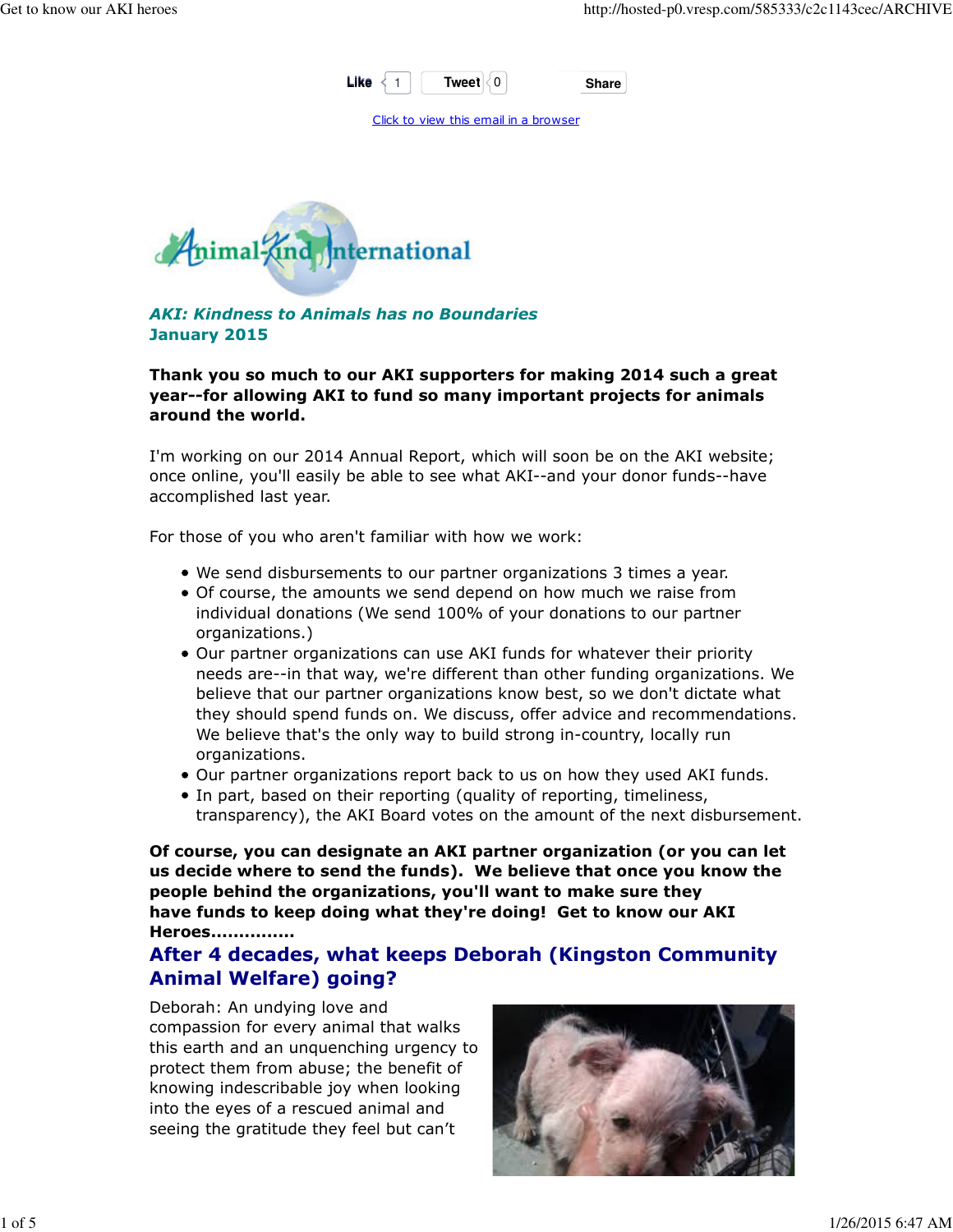Like 1 Tweet 0 Share

Click to view this email in a browser

*AKI: Kindness to Animals has no Boundaries*
**January 2015**

**Thank you so much to our AKI supporters for making 2014 such a great year--for allowing AKI to fund so many important projects for animals around the world.**

I'm working on our 2014 Annual Report, which will soon be on the AKI website; once online, you'll easily be able to see what AKI--and your donor funds--have accomplished last year.

For those of you who aren't familiar with how we work:

- We send disbursements to our partner organizations 3 times a year.
- Of course, the amounts we send depend on how much we raise from individual donations (We send 100% of your donations to our partner organizations.)
- Our partner organizations can use AKI funds for whatever their priority needs are--in that way, we're different than other funding organizations. We believe that our partner organizations know best, so we don't dictate what they should spend funds on. We discuss, offer advice and recommendations. We believe that's the only way to build strong in-country, locally run organizations.
- Our partner organizations report back to us on how they used AKI funds.
- In part, based on their reporting (quality of reporting, timeliness, transparency), the AKI Board votes on the amount of the next disbursement.

**Of course, you can designate an AKI partner organization (or you can let us decide where to send the funds). We believe that once you know the people behind the organizations, you'll want to make sure they have funds to keep doing what they're doing! Get to know our AKI Heroes...............**

## After 4 decades, what keeps Deborah (Kingston Community Animal Welfare) going?

Deborah: An undying love and compassion for every animal that walks this earth and an unquenching urgency to protect them from abuse; the benefit of knowing indescribable joy when looking into the eyes of a rescued animal and seeing the gratitude they feel but can't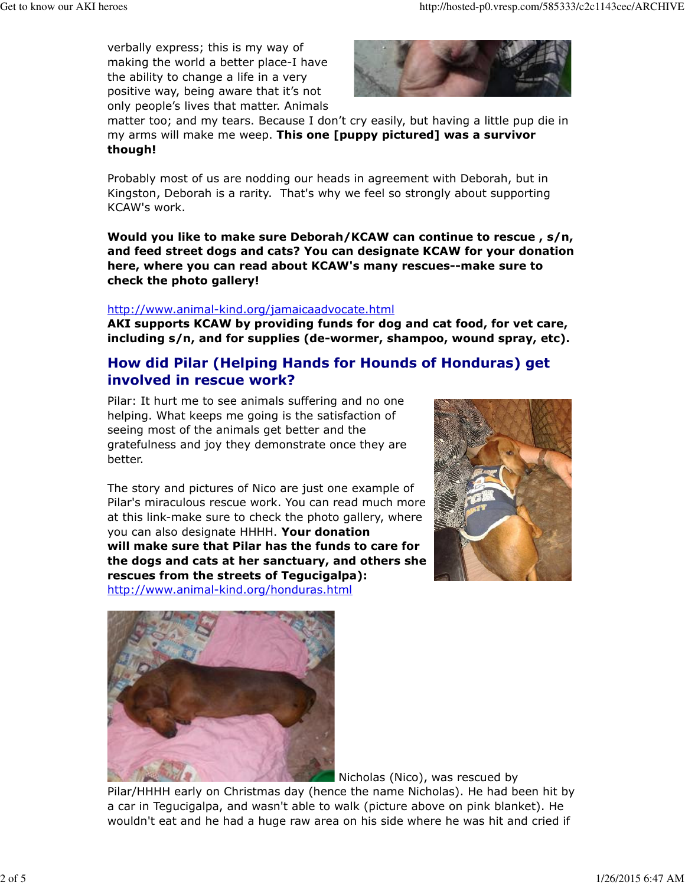verbally express; this is my way of making the world a better place-I have the ability to change a life in a very positive way, being aware that it's not only people's lives that matter. Animals matter too; and my tears. Because I don't cry easily, but having a little pup die in my arms will make me weep. **This one [puppy pictured] was a survivor though!**

Probably most of us are nodding our heads in agreement with Deborah, but in Kingston, Deborah is a rarity. That's why we feel so strongly about supporting KCAW's work.

**Would you like to make sure Deborah/KCAW can continue to rescue , s/n, and feed street dogs and cats? You can designate KCAW for your donation here, where you can read about KCAW's many rescues--make sure to check the photo gallery!**

http://www.animal-kind.org/jamaicaadvocate.html
**AKI supports KCAW by providing funds for dog and cat food, for vet care, including s/n, and for supplies (de-wormer, shampoo, wound spray, etc).**

## How did Pilar (Helping Hands for Hounds of Honduras) get involved in rescue work?

Pilar: It hurt me to see animals suffering and no one helping. What keeps me going is the satisfaction of seeing most of the animals get better and the gratefulness and joy they demonstrate once they are better.

The story and pictures of Nico are just one example of Pilar's miraculous rescue work. You can read much more at this link-make sure to check the photo gallery, where you can also designate HHHH. **Your donation will make sure that Pilar has the funds to care for the dogs and cats at her sanctuary, and others she rescues from the streets of Tegucigalpa):**
http://www.animal-kind.org/honduras.html

Nicholas (Nico), was rescued by Pilar/HHHH early on Christmas day (hence the name Nicholas). He had been hit by a car in Tegucigalpa, and wasn't able to walk (picture above on pink blanket). He wouldn't eat and he had a huge raw area on his side where he was hit and cried if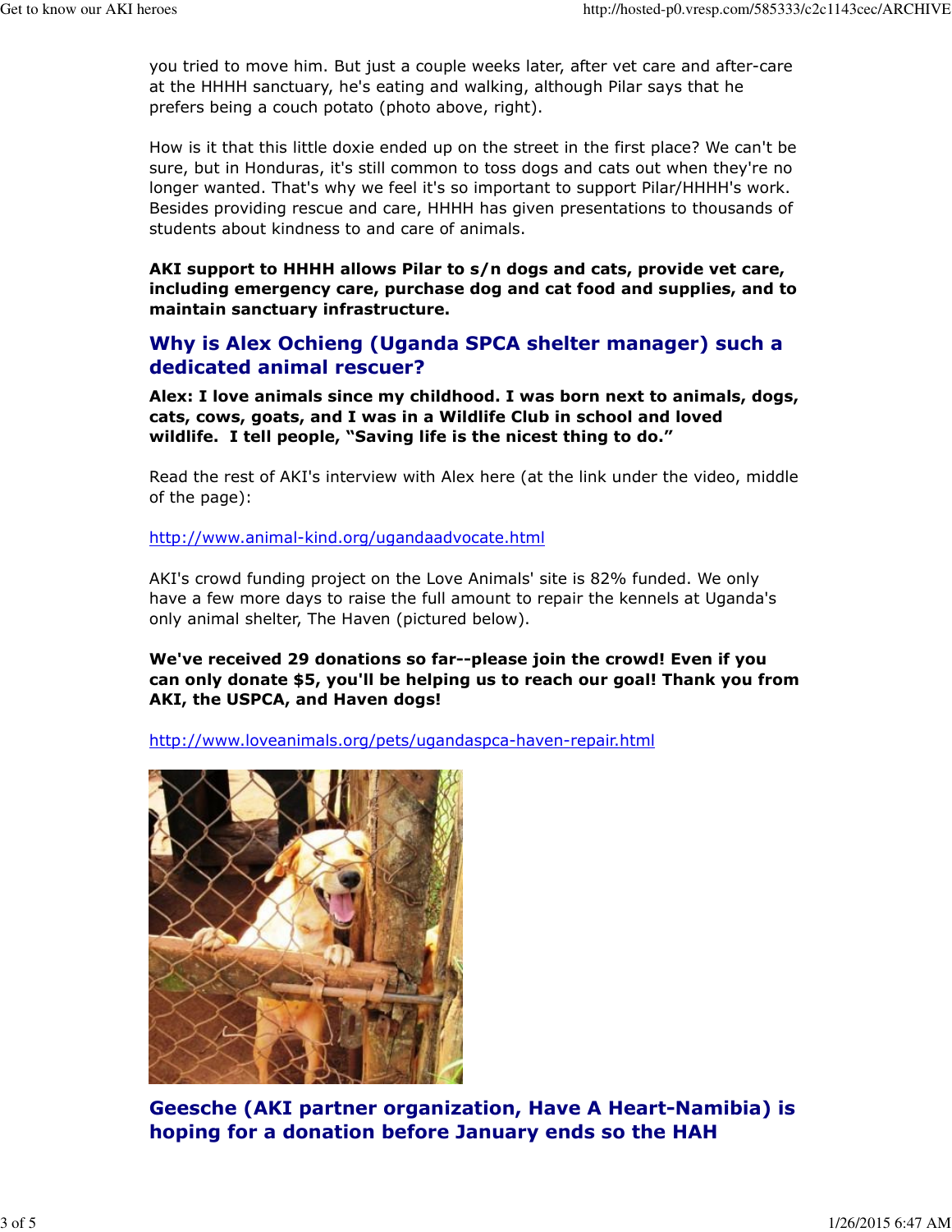you tried to move him. But just a couple weeks later, after vet care and after-care at the HHHH sanctuary, he's eating and walking, although Pilar says that he prefers being a couch potato (photo above, right).

How is it that this little doxie ended up on the street in the first place? We can't be sure, but in Honduras, it's still common to toss dogs and cats out when they're no longer wanted. That's why we feel it's so important to support Pilar/HHHH's work. Besides providing rescue and care, HHHH has given presentations to thousands of students about kindness to and care of animals.

**AKI support to HHHH allows Pilar to s/n dogs and cats, provide vet care, including emergency care, purchase dog and cat food and supplies, and to maintain sanctuary infrastructure.**

## Why is Alex Ochieng (Uganda SPCA shelter manager) such a dedicated animal rescuer?

**Alex: I love animals since my childhood. I was born next to animals, dogs, cats, cows, goats, and I was in a Wildlife Club in school and loved wildlife. I tell people, "Saving life is the nicest thing to do."**

Read the rest of AKI's interview with Alex here (at the link under the video, middle of the page):

http://www.animal-kind.org/ugandaadvocate.html

AKI's crowd funding project on the Love Animals' site is 82% funded. We only have a few more days to raise the full amount to repair the kennels at Uganda's only animal shelter, The Haven (pictured below).

**We've received 29 donations so far--please join the crowd! Even if you can only donate $5, you'll be helping us to reach our goal! Thank you from AKI, the USPCA, and Haven dogs!**

http://www.loveanimals.org/pets/ugandaspca-haven-repair.html

## Geesche (AKI partner organization, Have A Heart-Namibia) is hoping for a donation before January ends so the HAH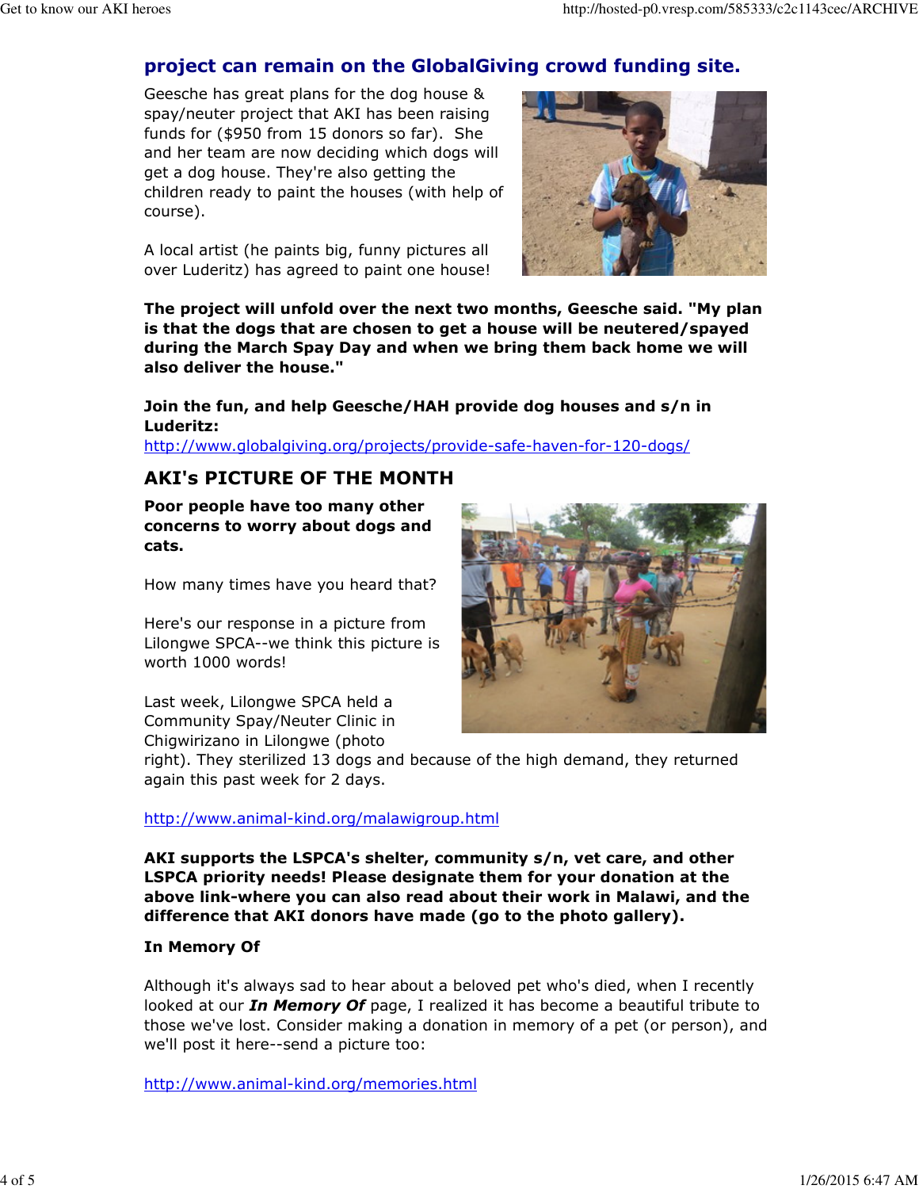## project can remain on the GlobalGiving crowd funding site.

Geesche has great plans for the dog house & spay/neuter project that AKI has been raising funds for ($950 from 15 donors so far). She and her team are now deciding which dogs will get a dog house. They're also getting the children ready to paint the houses (with help of course).

A local artist (he paints big, funny pictures all over Luderitz) has agreed to paint one house!

**The project will unfold over the next two months, Geesche said. "My plan is that the dogs that are chosen to get a house will be neutered/spayed during the March Spay Day and when we bring them back home we will also deliver the house."**

**Join the fun, and help Geesche/HAH provide dog houses and s/n in Luderitz:**
http://www.globalgiving.org/projects/provide-safe-haven-for-120-dogs/

## AKI's PICTURE OF THE MONTH

**Poor people have too many other concerns to worry about dogs and cats.**

How many times have you heard that?

Here's our response in a picture from Lilongwe SPCA--we think this picture is worth 1000 words!

Last week, Lilongwe SPCA held a Community Spay/Neuter Clinic in Chigwirizano in Lilongwe (photo right). They sterilized 13 dogs and because of the high demand, they returned again this past week for 2 days.

http://www.animal-kind.org/malawigroup.html

**AKI supports the LSPCA's shelter, community s/n, vet care, and other LSPCA priority needs! Please designate them for your donation at the above link-where you can also read about their work in Malawi, and the difference that AKI donors have made (go to the photo gallery).**

**In Memory Of**

Although it's always sad to hear about a beloved pet who's died, when I recently looked at our ***In Memory Of*** page, I realized it has become a beautiful tribute to those we've lost. Consider making a donation in memory of a pet (or person), and we'll post it here--send a picture too:

http://www.animal-kind.org/memories.html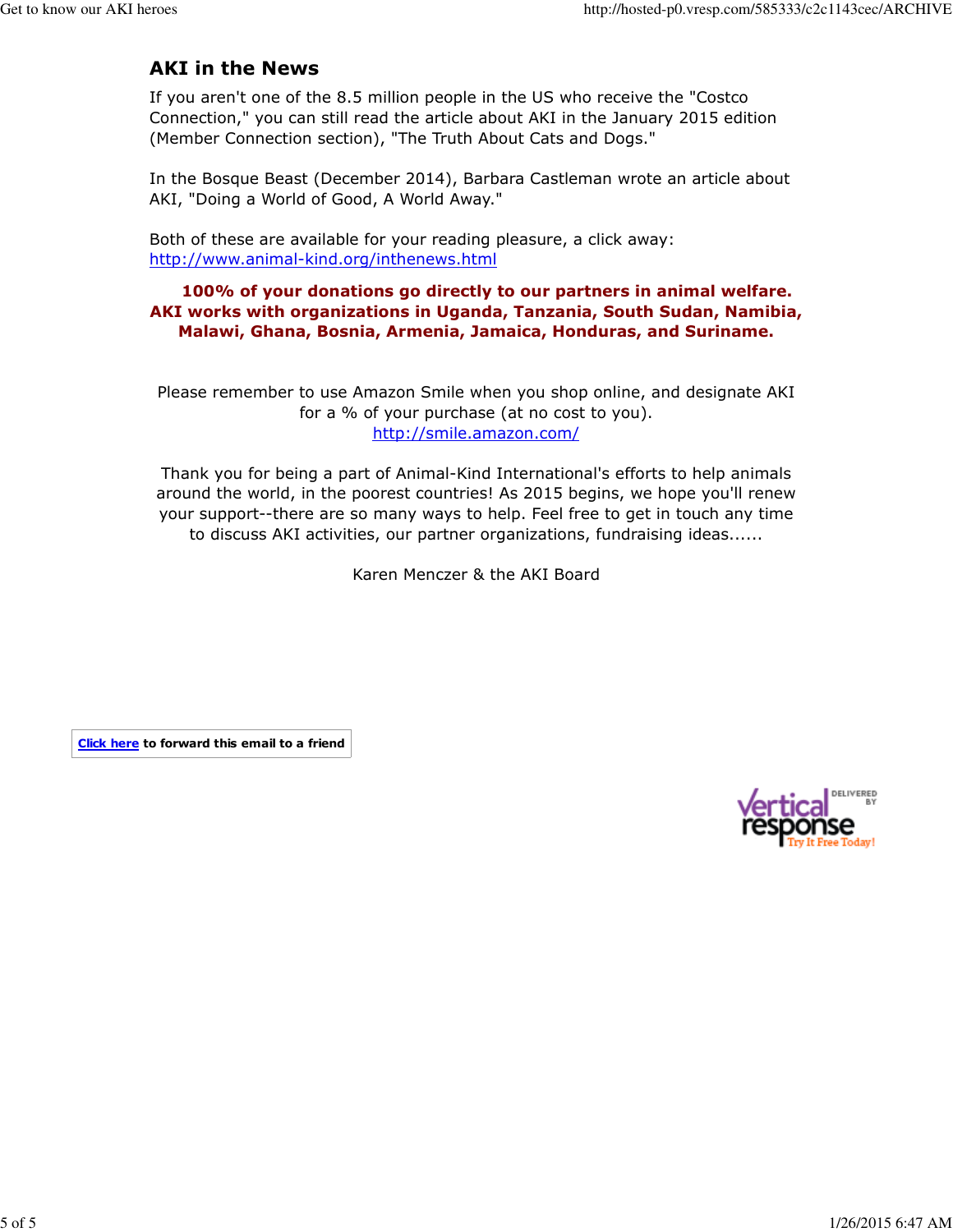## AKI in the News

If you aren't one of the 8.5 million people in the US who receive the "Costco Connection," you can still read the article about AKI in the January 2015 edition (Member Connection section), "The Truth About Cats and Dogs."

In the Bosque Beast (December 2014), Barbara Castleman wrote an article about AKI, "Doing a World of Good, A World Away."

Both of these are available for your reading pleasure, a click away:
http://www.animal-kind.org/inthenews.html

**100% of your donations go directly to our partners in animal welfare. AKI works with organizations in Uganda, Tanzania, South Sudan, Namibia, Malawi, Ghana, Bosnia, Armenia, Jamaica, Honduras, and Suriname.**

Please remember to use Amazon Smile when you shop online, and designate AKI for a % of your purchase (at no cost to you).
http://smile.amazon.com/

Thank you for being a part of Animal-Kind International's efforts to help animals around the world, in the poorest countries! As 2015 begins, we hope you'll renew your support--there are so many ways to help. Feel free to get in touch any time to discuss AKI activities, our partner organizations, fundraising ideas......

Karen Menczer & the AKI Board

**Click here to forward this email to a friend**

Vertical response DELIVERED BY Try It Free Today!